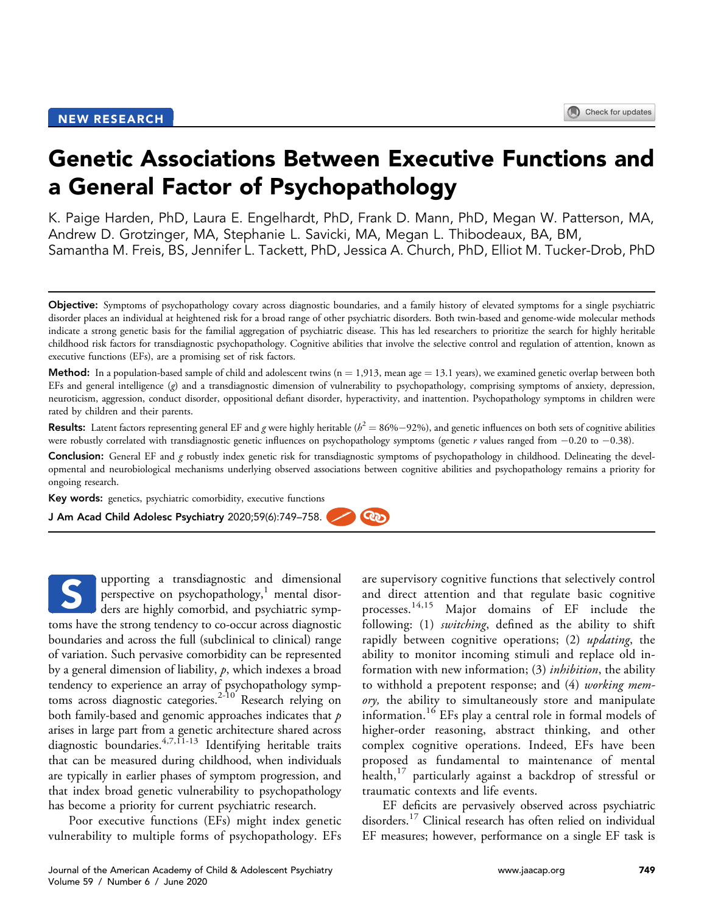NEW RESEARCH

# Genetic Associations Between Executive Functions and a General Factor of Psychopathology

K. Paige Harden, PhD, Laura E. Engelhardt, PhD, Frank D. Mann, PhD, Megan W. Patterson, MA, Andrew D. Grotzinger, MA, Stephanie L. Savicki, MA, Megan L. Thibodeaux, BA, BM, Samantha M. Freis, BS, Jennifer L. Tackett, PhD, Jessica A. Church, PhD, Elliot M. Tucker-Drob, PhD

**Objective:** Symptoms of psychopathology covary across diagnostic boundaries, and a family history of elevated symptoms for a single psychiatric disorder places an individual at heightened risk for a broad range of other psychiatric disorders. Both twin-based and genome-wide molecular methods indicate a strong genetic basis for the familial aggregation of psychiatric disease. This has led researchers to prioritize the search for highly heritable childhood risk factors for transdiagnostic psychopathology. Cognitive abilities that involve the selective control and regulation of attention, known as executive functions (EFs), are a promising set of risk factors.

**Method:** In a population-based sample of child and adolescent twins ($n = 1{,}913$, mean age $= 13.1$ years), we examined genetic overlap between both EFs and general intelligence (*g*) and a transdiagnostic dimension of vulnerability to psychopathology, comprising symptoms of anxiety, depression, neuroticism, aggression, conduct disorder, oppositional defiant disorder, hyperactivity, and inattention. Psychopathology symptoms in children were rated by children and their parents.

**Results:** Latent factors representing general EF and *g* were highly heritable ($h^2 = 86\%-92\%$), and genetic influences on both sets of cognitive abilities were robustly correlated with transdiagnostic genetic influences on psychopathology symptoms (genetic $r$ values ranged from $-0.20$ to $-0.38$).

**Conclusion:** General EF and *g* robustly index genetic risk for transdiagnostic symptoms of psychopathology in childhood. Delineating the developmental and neurobiological mechanisms underlying observed associations between cognitive abilities and psychopathology remains a priority for ongoing research.

**Key words:** genetics, psychiatric comorbidity, executive functions

J Am Acad Child Adolesc Psychiatry 2020;59(6):749–758.

Supporting a transdiagnostic and dimensional perspective on psychopathology,[1] mental disorders are highly comorbid, and psychiatric symptoms have the strong tendency to co-occur across diagnostic boundaries and across the full (subclinical to clinical) range of variation. Such pervasive comorbidity can be represented by a general dimension of liability, *p*, which indexes a broad tendency to experience an array of psychopathology symptoms across diagnostic categories.[2-10] Research relying on both family-based and genomic approaches indicates that *p* arises in large part from a genetic architecture shared across diagnostic boundaries.[4,7,11-13] Identifying heritable traits that can be measured during childhood, when individuals are typically in earlier phases of symptom progression, and that index broad genetic vulnerability to psychopathology has become a priority for current psychiatric research.

Poor executive functions (EFs) might index genetic vulnerability to multiple forms of psychopathology. EFs are supervisory cognitive functions that selectively control and direct attention and that regulate basic cognitive processes.[14,15] Major domains of EF include the following: (1) *switching*, defined as the ability to shift rapidly between cognitive operations; (2) *updating*, the ability to monitor incoming stimuli and replace old information with new information; (3) *inhibition*, the ability to withhold a prepotent response; and (4) *working memory,* the ability to simultaneously store and manipulate information.[16] EFs play a central role in formal models of higher-order reasoning, abstract thinking, and other complex cognitive operations. Indeed, EFs have been proposed as fundamental to maintenance of mental health,[17] particularly against a backdrop of stressful or traumatic contexts and life events.

EF deficits are pervasively observed across psychiatric disorders.[17] Clinical research has often relied on individual EF measures; however, performance on a single EF task is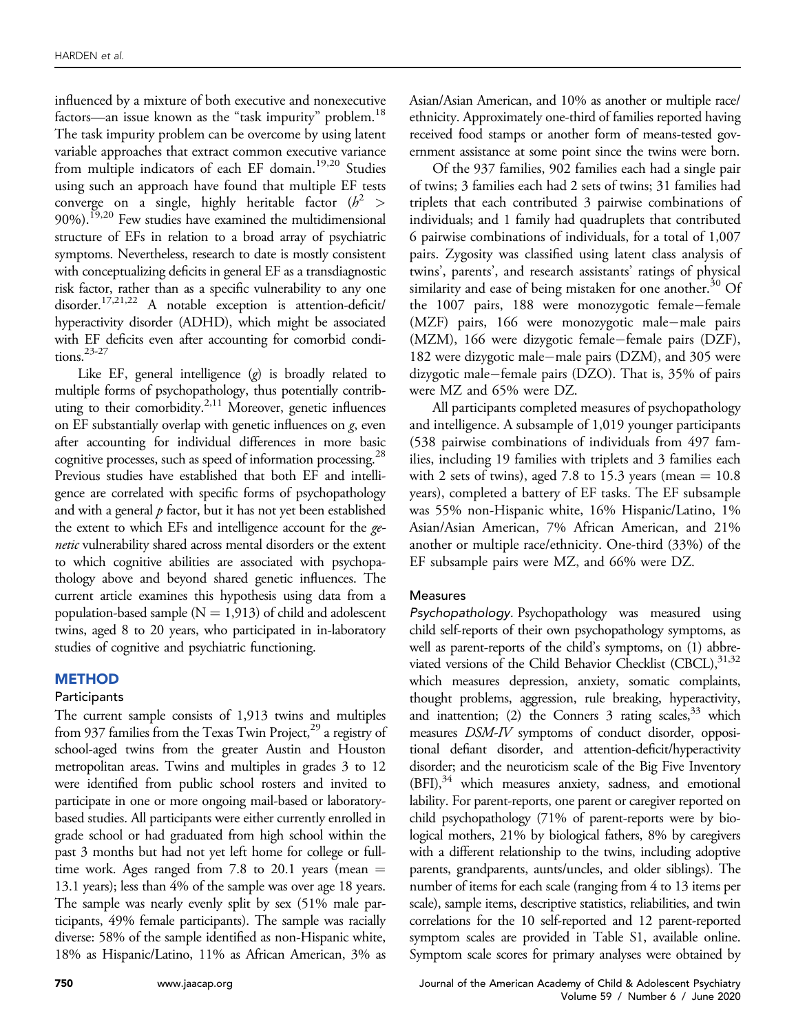influenced by a mixture of both executive and nonexecutive factors—an issue known as the "task impurity" problem.[18] The task impurity problem can be overcome by using latent variable approaches that extract common executive variance from multiple indicators of each EF domain.[19,20] Studies using such an approach have found that multiple EF tests converge on a single, highly heritable factor ($h^2$ > 90%).[19,20] Few studies have examined the multidimensional structure of EFs in relation to a broad array of psychiatric symptoms. Nevertheless, research to date is mostly consistent with conceptualizing deficits in general EF as a transdiagnostic risk factor, rather than as a specific vulnerability to any one disorder.[17,21,22] A notable exception is attention-deficit/hyperactivity disorder (ADHD), which might be associated with EF deficits even after accounting for comorbid conditions.[23-27]

Like EF, general intelligence (*g*) is broadly related to multiple forms of psychopathology, thus potentially contributing to their comorbidity.[2,11] Moreover, genetic influences on EF substantially overlap with genetic influences on *g*, even after accounting for individual differences in more basic cognitive processes, such as speed of information processing.[28] Previous studies have established that both EF and intelligence are correlated with specific forms of psychopathology and with a general *p* factor, but it has not yet been established the extent to which EFs and intelligence account for the *genetic* vulnerability shared across mental disorders or the extent to which cognitive abilities are associated with psychopathology above and beyond shared genetic influences. The current article examines this hypothesis using data from a population-based sample (N = 1,913) of child and adolescent twins, aged 8 to 20 years, who participated in in-laboratory studies of cognitive and psychiatric functioning.

## METHOD

### Participants

The current sample consists of 1,913 twins and multiples from 937 families from the Texas Twin Project,[29] a registry of school-aged twins from the greater Austin and Houston metropolitan areas. Twins and multiples in grades 3 to 12 were identified from public school rosters and invited to participate in one or more ongoing mail-based or laboratory-based studies. All participants were either currently enrolled in grade school or had graduated from high school within the past 3 months but had not yet left home for college or full-time work. Ages ranged from 7.8 to 20.1 years (mean = 13.1 years); less than 4% of the sample was over age 18 years. The sample was nearly evenly split by sex (51% male participants, 49% female participants). The sample was racially diverse: 58% of the sample identified as non-Hispanic white, 18% as Hispanic/Latino, 11% as African American, 3% as Asian/Asian American, and 10% as another or multiple race/ethnicity. Approximately one-third of families reported having received food stamps or another form of means-tested government assistance at some point since the twins were born.

Of the 937 families, 902 families each had a single pair of twins; 3 families each had 2 sets of twins; 31 families had triplets that each contributed 3 pairwise combinations of individuals; and 1 family had quadruplets that contributed 6 pairwise combinations of individuals, for a total of 1,007 pairs. Zygosity was classified using latent class analysis of twins', parents', and research assistants' ratings of physical similarity and ease of being mistaken for one another.[30] Of the 1007 pairs, 188 were monozygotic female−female (MZF) pairs, 166 were monozygotic male−male pairs (MZM), 166 were dizygotic female−female pairs (DZF), 182 were dizygotic male−male pairs (DZM), and 305 were dizygotic male−female pairs (DZO). That is, 35% of pairs were MZ and 65% were DZ.

All participants completed measures of psychopathology and intelligence. A subsample of 1,019 younger participants (538 pairwise combinations of individuals from 497 families, including 19 families with triplets and 3 families each with 2 sets of twins), aged 7.8 to 15.3 years (mean = 10.8 years), completed a battery of EF tasks. The EF subsample was 55% non-Hispanic white, 16% Hispanic/Latino, 1% Asian/Asian American, 7% African American, and 21% another or multiple race/ethnicity. One-third (33%) of the EF subsample pairs were MZ, and 66% were DZ.

### Measures

*Psychopathology.* Psychopathology was measured using child self-reports of their own psychopathology symptoms, as well as parent-reports of the child's symptoms, on (1) abbreviated versions of the Child Behavior Checklist (CBCL),[31,32] which measures depression, anxiety, somatic complaints, thought problems, aggression, rule breaking, hyperactivity, and inattention; (2) the Conners 3 rating scales,[33] which measures *DSM-IV* symptoms of conduct disorder, oppositional defiant disorder, and attention-deficit/hyperactivity disorder; and the neuroticism scale of the Big Five Inventory (BFI),[34] which measures anxiety, sadness, and emotional lability. For parent-reports, one parent or caregiver reported on child psychopathology (71% of parent-reports were by biological mothers, 21% by biological fathers, 8% by caregivers with a different relationship to the twins, including adoptive parents, grandparents, aunts/uncles, and older siblings). The number of items for each scale (ranging from 4 to 13 items per scale), sample items, descriptive statistics, reliabilities, and twin correlations for the 10 self-reported and 12 parent-reported symptom scales are provided in Table S1, available online. Symptom scale scores for primary analyses were obtained by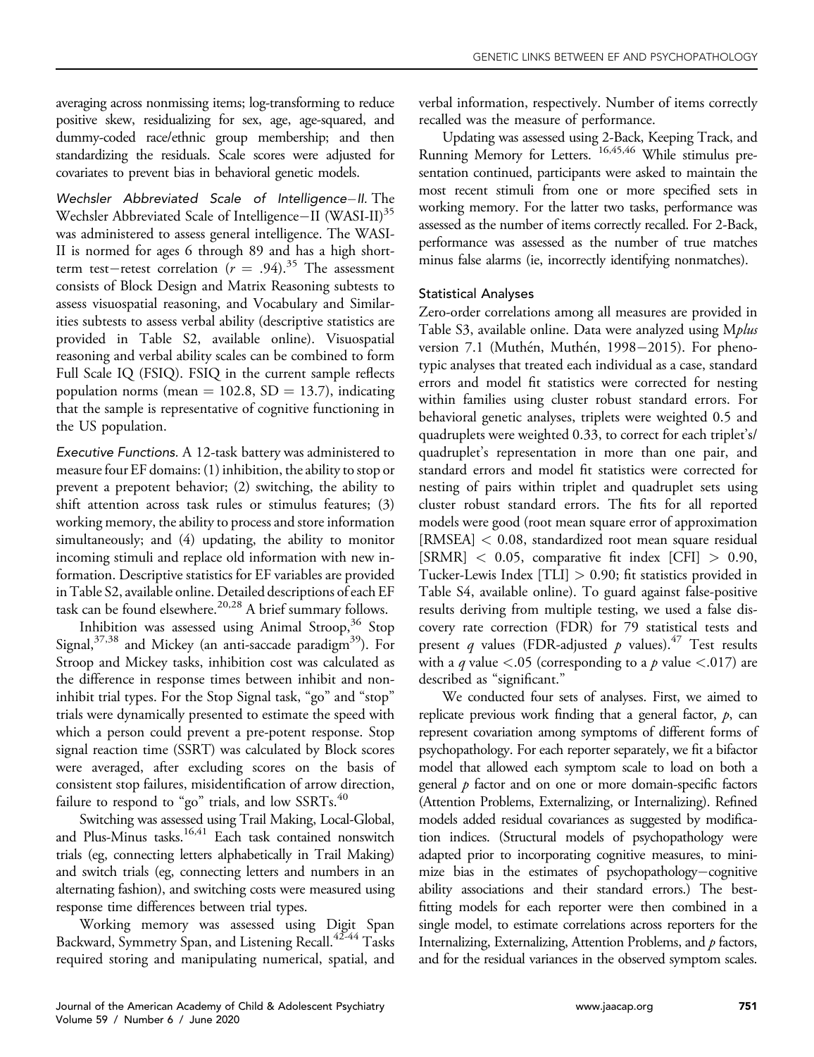averaging across nonmissing items; log-transforming to reduce positive skew, residualizing for sex, age, age-squared, and dummy-coded race/ethnic group membership; and then standardizing the residuals. Scale scores were adjusted for covariates to prevent bias in behavioral genetic models.

*Wechsler Abbreviated Scale of Intelligence–II.* The Wechsler Abbreviated Scale of Intelligence–II (WASI-II)[35] was administered to assess general intelligence. The WASI-II is normed for ages 6 through 89 and has a high short-term test–retest correlation ($r = .94$).[35] The assessment consists of Block Design and Matrix Reasoning subtests to assess visuospatial reasoning, and Vocabulary and Similarities subtests to assess verbal ability (descriptive statistics are provided in Table S2, available online). Visuospatial reasoning and verbal ability scales can be combined to form Full Scale IQ (FSIQ). FSIQ in the current sample reflects population norms (mean = 102.8, SD = 13.7), indicating that the sample is representative of cognitive functioning in the US population.

*Executive Functions.* A 12-task battery was administered to measure four EF domains: (1) inhibition, the ability to stop or prevent a prepotent behavior; (2) switching, the ability to shift attention across task rules or stimulus features; (3) working memory, the ability to process and store information simultaneously; and (4) updating, the ability to monitor incoming stimuli and replace old information with new information. Descriptive statistics for EF variables are provided in Table S2, available online. Detailed descriptions of each EF task can be found elsewhere.[20,28] A brief summary follows.

Inhibition was assessed using Animal Stroop,[36] Stop Signal,[37,38] and Mickey (an anti-saccade paradigm[39]). For Stroop and Mickey tasks, inhibition cost was calculated as the difference in response times between inhibit and noninhibit trial types. For the Stop Signal task, "go" and "stop" trials were dynamically presented to estimate the speed with which a person could prevent a pre-potent response. Stop signal reaction time (SSRT) was calculated by Block scores were averaged, after excluding scores on the basis of consistent stop failures, misidentification of arrow direction, failure to respond to "go" trials, and low SSRTs.[40]

Switching was assessed using Trail Making, Local-Global, and Plus-Minus tasks.[16,41] Each task contained nonswitch trials (eg, connecting letters alphabetically in Trail Making) and switch trials (eg, connecting letters and numbers in an alternating fashion), and switching costs were measured using response time differences between trial types.

Working memory was assessed using Digit Span Backward, Symmetry Span, and Listening Recall.[42-44] Tasks required storing and manipulating numerical, spatial, and verbal information, respectively. Number of items correctly recalled was the measure of performance.

Updating was assessed using 2-Back, Keeping Track, and Running Memory for Letters.[16,45,46] While stimulus presentation continued, participants were asked to maintain the most recent stimuli from one or more specified sets in working memory. For the latter two tasks, performance was assessed as the number of items correctly recalled. For 2-Back, performance was assessed as the number of true matches minus false alarms (ie, incorrectly identifying nonmatches).

### Statistical Analyses

Zero-order correlations among all measures are provided in Table S3, available online. Data were analyzed using M*plus* version 7.1 (Muthén, Muthén, 1998–2015). For phenotypic analyses that treated each individual as a case, standard errors and model fit statistics were corrected for nesting within families using cluster robust standard errors. For behavioral genetic analyses, triplets were weighted 0.5 and quadruplets were weighted 0.33, to correct for each triplet's/quadruplet's representation in more than one pair, and standard errors and model fit statistics were corrected for nesting of pairs within triplet and quadruplet sets using cluster robust standard errors. The fits for all reported models were good (root mean square error of approximation [RMSEA] $< 0.08$, standardized root mean square residual [SRMR] $< 0.05$, comparative fit index [CFI] $> 0.90$, Tucker-Lewis Index [TLI] $> 0.90$; fit statistics provided in Table S4, available online). To guard against false-positive results deriving from multiple testing, we used a false discovery rate correction (FDR) for 79 statistical tests and present $q$ values (FDR-adjusted $p$ values).[47] Test results with a $q$ value $<.05$ (corresponding to a $p$ value $<.017$) are described as "significant."

We conducted four sets of analyses. First, we aimed to replicate previous work finding that a general factor, $p$, can represent covariation among symptoms of different forms of psychopathology. For each reporter separately, we fit a bifactor model that allowed each symptom scale to load on both a general $p$ factor and on one or more domain-specific factors (Attention Problems, Externalizing, or Internalizing). Refined models added residual covariances as suggested by modification indices. (Structural models of psychopathology were adapted prior to incorporating cognitive measures, to minimize bias in the estimates of psychopathology–cognitive ability associations and their standard errors.) The best-fitting models for each reporter were then combined in a single model, to estimate correlations across reporters for the Internalizing, Externalizing, Attention Problems, and $p$ factors, and for the residual variances in the observed symptom scales.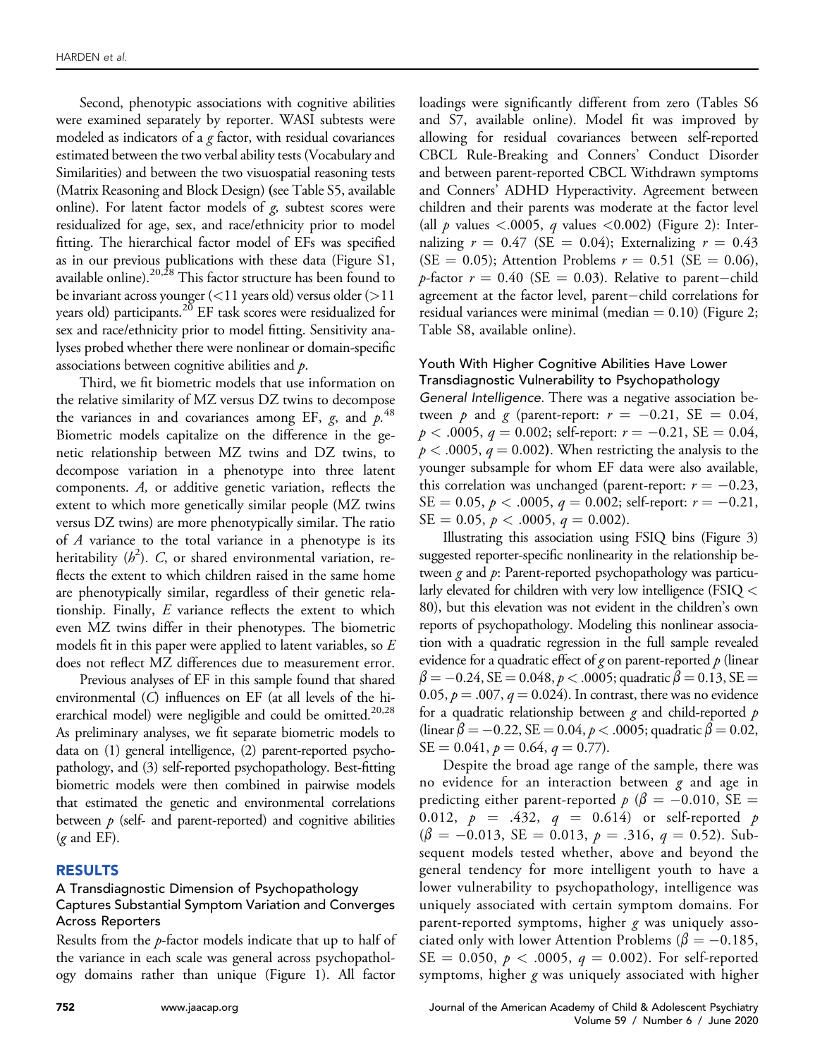Second, phenotypic associations with cognitive abilities were examined separately by reporter. WASI subtests were modeled as indicators of a *g* factor, with residual covariances estimated between the two verbal ability tests (Vocabulary and Similarities) and between the two visuospatial reasoning tests (Matrix Reasoning and Block Design) (see Table S5, available online). For latent factor models of *g,* subtest scores were residualized for age, sex, and race/ethnicity prior to model fitting. The hierarchical factor model of EFs was specified as in our previous publications with these data (Figure S1, available online).[20,28] This factor structure has been found to be invariant across younger (<11 years old) versus older (>11 years old) participants.[20] EF task scores were residualized for sex and race/ethnicity prior to model fitting. Sensitivity analyses probed whether there were nonlinear or domain-specific associations between cognitive abilities and *p*.

Third, we fit biometric models that use information on the relative similarity of MZ versus DZ twins to decompose the variances in and covariances among EF, *g*, and *p*.[48] Biometric models capitalize on the difference in the genetic relationship between MZ twins and DZ twins, to decompose variation in a phenotype into three latent components. *A,* or additive genetic variation, reflects the extent to which more genetically similar people (MZ twins versus DZ twins) are more phenotypically similar. The ratio of *A* variance to the total variance in a phenotype is its heritability ($h^2$). *C*, or shared environmental variation, reflects the extent to which children raised in the same home are phenotypically similar, regardless of their genetic relationship. Finally, *E* variance reflects the extent to which even MZ twins differ in their phenotypes. The biometric models fit in this paper were applied to latent variables, so *E* does not reflect MZ differences due to measurement error.

Previous analyses of EF in this sample found that shared environmental (*C*) influences on EF (at all levels of the hierarchical model) were negligible and could be omitted.[20,28] As preliminary analyses, we fit separate biometric models to data on (1) general intelligence, (2) parent-reported psychopathology, and (3) self-reported psychopathology. Best-fitting biometric models were then combined in pairwise models that estimated the genetic and environmental correlations between *p* (self- and parent-reported) and cognitive abilities (*g* and EF).

## RESULTS

### A Transdiagnostic Dimension of Psychopathology Captures Substantial Symptom Variation and Converges Across Reporters

Results from the *p*-factor models indicate that up to half of the variance in each scale was general across psychopathology domains rather than unique (Figure 1). All factor loadings were significantly different from zero (Tables S6 and S7, available online). Model fit was improved by allowing for residual covariances between self-reported CBCL Rule-Breaking and Conners' Conduct Disorder and between parent-reported CBCL Withdrawn symptoms and Conners' ADHD Hyperactivity. Agreement between children and their parents was moderate at the factor level (all $p$ values $<.0005$, $q$ values $<0.002$) (Figure 2): Internalizing $r = 0.47$ (SE $= 0.04$); Externalizing $r = 0.43$ (SE $= 0.05$); Attention Problems $r = 0.51$ (SE $= 0.06$), *p*-factor $r = 0.40$ (SE $= 0.03$). Relative to parent−child agreement at the factor level, parent−child correlations for residual variances were minimal (median $= 0.10$) (Figure 2; Table S8, available online).

### Youth With Higher Cognitive Abilities Have Lower Transdiagnostic Vulnerability to Psychopathology

*General Intelligence.* There was a negative association between *p* and *g* (parent-report: $r = -0.21$, SE $= 0.04$, $p < .0005$, $q = 0.002$; self-report: $r = -0.21$, SE $= 0.04$, $p < .0005$, $q = 0.002$). When restricting the analysis to the younger subsample for whom EF data were also available, this correlation was unchanged (parent-report: $r = -0.23$, SE $= 0.05$, $p < .0005$, $q = 0.002$; self-report: $r = -0.21$, SE $= 0.05$, $p < .0005$, $q = 0.002$).

Illustrating this association using FSIQ bins (Figure 3) suggested reporter-specific nonlinearity in the relationship between *g* and *p*: Parent-reported psychopathology was particularly elevated for children with very low intelligence (FSIQ < 80), but this elevation was not evident in the children's own reports of psychopathology. Modeling this nonlinear association with a quadratic regression in the full sample revealed evidence for a quadratic effect of *g* on parent-reported *p* (linear $\beta = -0.24$, SE $= 0.048$, $p < .0005$; quadratic $\beta = 0.13$, SE $= 0.05$, $p = .007$, $q = 0.024$). In contrast, there was no evidence for a quadratic relationship between *g* and child-reported *p* (linear $\beta = -0.22$, SE $= 0.04$, $p < .0005$; quadratic $\beta = 0.02$, SE $= 0.041$, $p = 0.64$, $q = 0.77$).

Despite the broad age range of the sample, there was no evidence for an interaction between *g* and age in predicting either parent-reported *p* ($\beta = -0.010$, SE $=$ 0.012, $p = .432$, $q = 0.614$) or self-reported *p* ($\beta = -0.013$, SE $= 0.013$, $p = .316$, $q = 0.52$). Subsequent models tested whether, above and beyond the general tendency for more intelligent youth to have a lower vulnerability to psychopathology, intelligence was uniquely associated with certain symptom domains. For parent-reported symptoms, higher *g* was uniquely associated only with lower Attention Problems ($\beta = -0.185$, SE $= 0.050$, $p < .0005$, $q = 0.002$). For self-reported symptoms, higher *g* was uniquely associated with higher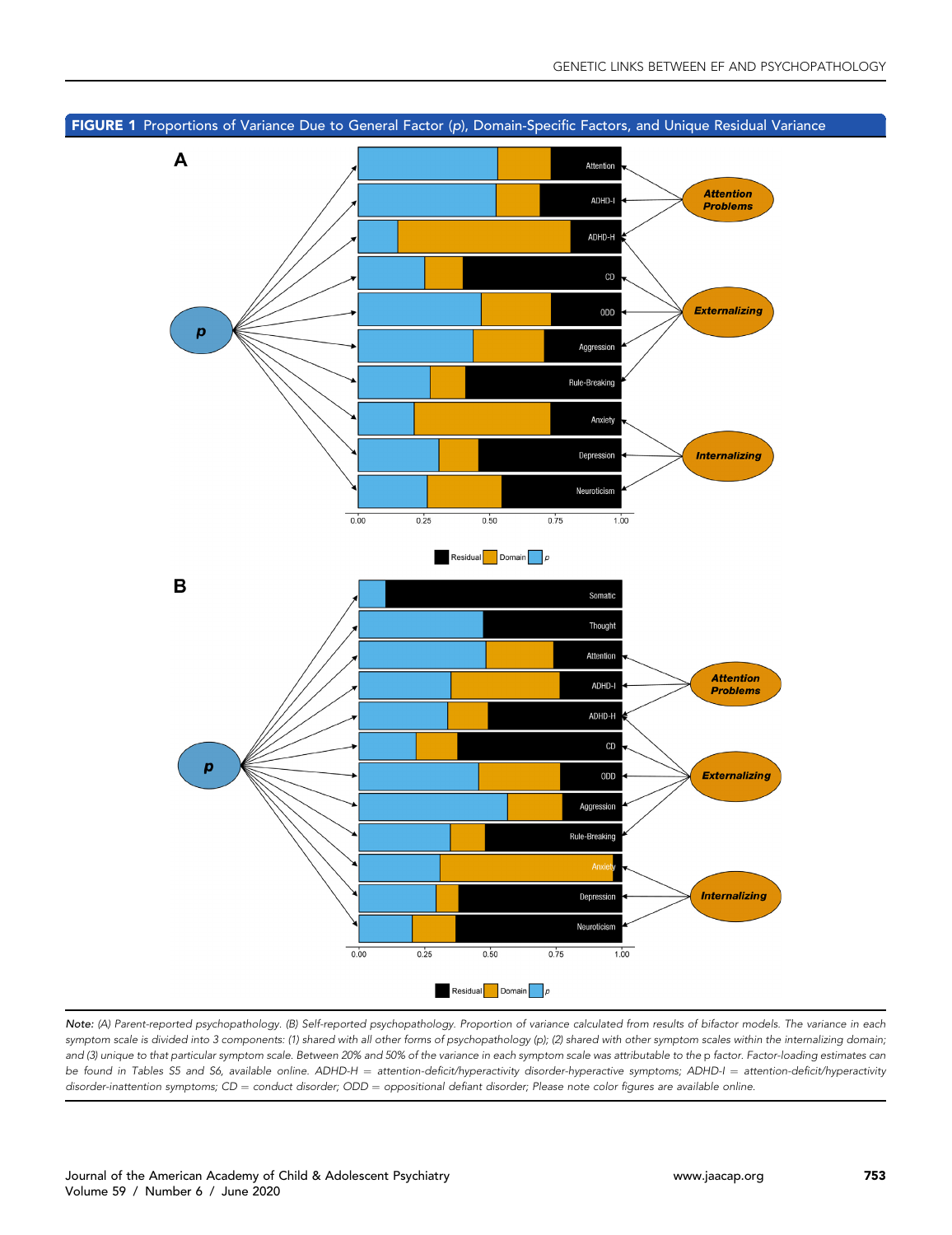**FIGURE 1** Proportions of Variance Due to General Factor (*p*), Domain-Specific Factors, and Unique Residual Variance

*Note:* (A) Parent-reported psychopathology. (B) Self-reported psychopathology. Proportion of variance calculated from results of bifactor models. The variance in each symptom scale is divided into 3 components: (1) shared with all other forms of psychopathology (p); (2) shared with other symptom scales within the internalizing domain; and (3) unique to that particular symptom scale. Between 20% and 50% of the variance in each symptom scale was attributable to the p factor. Factor-loading estimates can be found in Tables S5 and S6, available online. ADHD-H = attention-deficit/hyperactivity disorder-hyperactive symptoms; ADHD-I = attention-deficit/hyperactivity disorder-inattention symptoms; CD = conduct disorder; ODD = oppositional defiant disorder; Please note color figures are available online.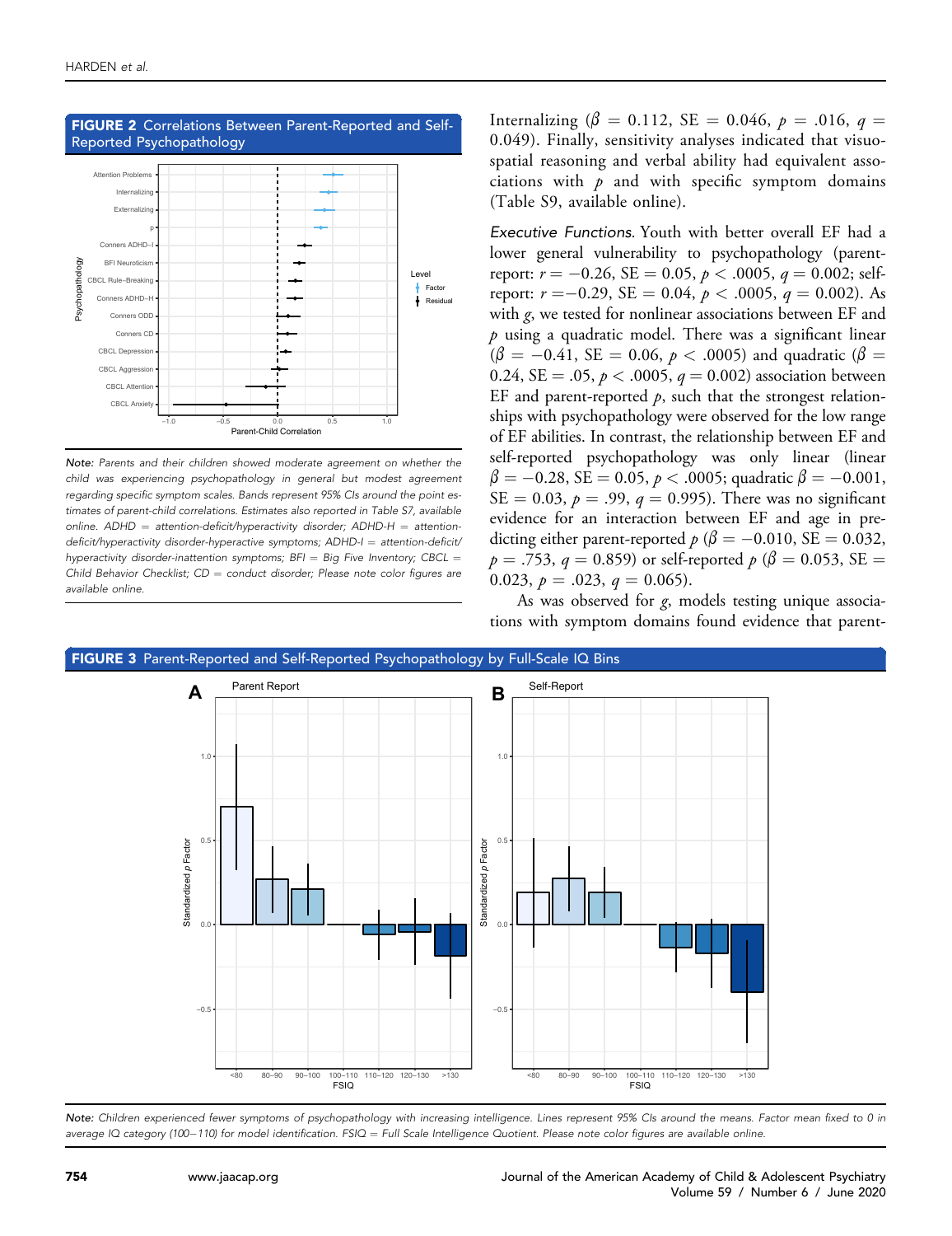**FIGURE 2** Correlations Between Parent-Reported and Self-Reported Psychopathology

*Note:* Parents and their children showed moderate agreement on whether the child was experiencing psychopathology in general but modest agreement regarding specific symptom scales. Bands represent 95% CIs around the point estimates of parent-child correlations. Estimates also reported in Table S7, available online. ADHD = attention-deficit/hyperactivity disorder; ADHD-H = attention-deficit/hyperactivity disorder-hyperactive symptoms; ADHD-I = attention-deficit/hyperactivity disorder-inattention symptoms; BFI = Big Five Inventory; CBCL = Child Behavior Checklist; CD = conduct disorder; Please note color figures are available online.

Internalizing ($\beta = 0.112$, SE = 0.046, $p = .016$, $q = 0.049$). Finally, sensitivity analyses indicated that visuospatial reasoning and verbal ability had equivalent associations with $p$ and with specific symptom domains (Table S9, available online).

*Executive Functions.* Youth with better overall EF had a lower general vulnerability to psychopathology (parent-report: $r = -0.26$, SE = 0.05, $p < .0005$, $q = 0.002$; self-report: $r = -0.29$, SE = 0.04, $p < .0005$, $q = 0.002$). As with $g$, we tested for nonlinear associations between EF and $p$ using a quadratic model. There was a significant linear ($\beta = -0.41$, SE = 0.06, $p < .0005$) and quadratic ($\beta = 0.24$, SE = .05, $p < .0005$, $q = 0.002$) association between EF and parent-reported $p$, such that the strongest relationships with psychopathology were observed for the low range of EF abilities. In contrast, the relationship between EF and self-reported psychopathology was only linear (linear $\beta = -0.28$, SE = 0.05, $p < .0005$; quadratic $\beta = -0.001$, SE = 0.03, $p = .99$, $q = 0.995$). There was no significant evidence for an interaction between EF and age in predicting either parent-reported $p$ ($\beta = -0.010$, SE = 0.032, $p = .753$, $q = 0.859$) or self-reported $p$ ($\beta = 0.053$, SE = 0.023, $p = .023$, $q = 0.065$).

As was observed for $g$, models testing unique associations with symptom domains found evidence that parent-

**FIGURE 3** Parent-Reported and Self-Reported Psychopathology by Full-Scale IQ Bins

*Note:* Children experienced fewer symptoms of psychopathology with increasing intelligence. Lines represent 95% CIs around the means. Factor mean fixed to 0 in average IQ category (100–110) for model identification. FSIQ = Full Scale Intelligence Quotient. Please note color figures are available online.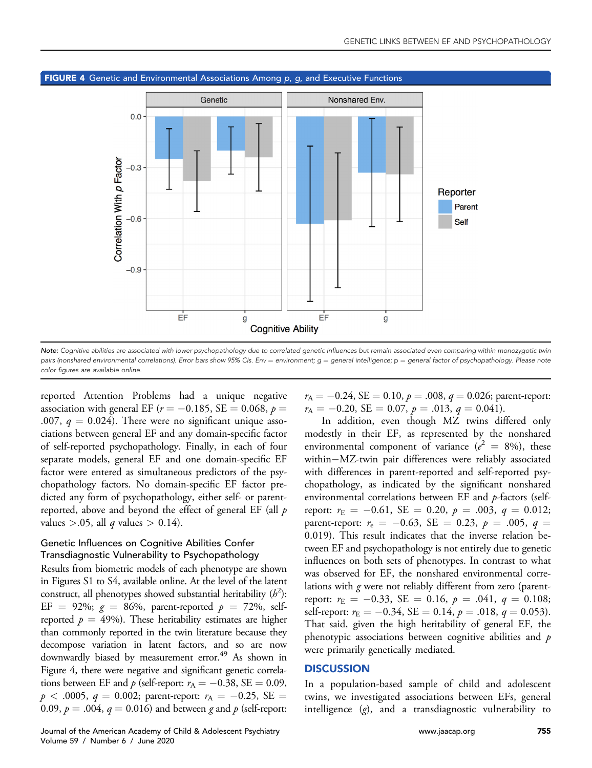**FIGURE 4** Genetic and Environmental Associations Among *p*, *g*, and Executive Functions

*Note:* Cognitive abilities are associated with lower psychopathology due to correlated genetic influences but remain associated even comparing within monozygotic twin pairs (nonshared environmental correlations). Error bars show 95% CIs. Env = environment; g = general intelligence; p = general factor of psychopathology. Please note color figures are available online.

reported Attention Problems had a unique negative association with general EF ($r = -0.185$, SE = 0.068, $p = .007$, $q = 0.024$). There were no significant unique associations between general EF and any domain-specific factor of self-reported psychopathology. Finally, in each of four separate models, general EF and one domain-specific EF factor were entered as simultaneous predictors of the psychopathology factors. No domain-specific EF factor predicted any form of psychopathology, either self- or parent-reported, above and beyond the effect of general EF (all $p$ values $>.05$, all $q$ values $> 0.14$).

### Genetic Influences on Cognitive Abilities Confer Transdiagnostic Vulnerability to Psychopathology

Results from biometric models of each phenotype are shown in Figures S1 to S4, available online. At the level of the latent construct, all phenotypes showed substantial heritability ($h^2$): EF = 92%; $g$ = 86%, parent-reported $p$ = 72%, self-reported $p$ = 49%). These heritability estimates are higher than commonly reported in the twin literature because they decompose variation in latent factors, and so are now downwardly biased by measurement error.[49] As shown in Figure 4, there were negative and significant genetic correlations between EF and $p$ (self-report: $r_A = -0.38$, SE = 0.09, $p < .0005$, $q = 0.002$; parent-report: $r_A = -0.25$, SE = 0.09, $p = .004$, $q = 0.016$) and between $g$ and $p$ (self-report: $r_A = -0.24$, SE = 0.10, $p = .008$, $q = 0.026$; parent-report: $r_A = -0.20$, SE = 0.07, $p = .013$, $q = 0.041$).

In addition, even though MZ twins differed only modestly in their EF, as represented by the nonshared environmental component of variance ($e^2$ = 8%), these within−MZ-twin pair differences were reliably associated with differences in parent-reported and self-reported psychopathology, as indicated by the significant nonshared environmental correlations between EF and $p$-factors (self-report: $r_E = -0.61$, SE = 0.20, $p = .003$, $q = 0.012$; parent-report: $r_e = -0.63$, SE = 0.23, $p = .005$, $q = 0.019$). This result indicates that the inverse relation between EF and psychopathology is not entirely due to genetic influences on both sets of phenotypes. In contrast to what was observed for EF, the nonshared environmental correlations with $g$ were not reliably different from zero (parent-report: $r_E = -0.33$, SE = 0.16, $p = .041$, $q = 0.108$; self-report: $r_E = -0.34$, SE = 0.14, $p = .018$, $q = 0.053$). That said, given the high heritability of general EF, the phenotypic associations between cognitive abilities and $p$ were primarily genetically mediated.

## DISCUSSION

In a population-based sample of child and adolescent twins, we investigated associations between EFs, general intelligence ($g$), and a transdiagnostic vulnerability to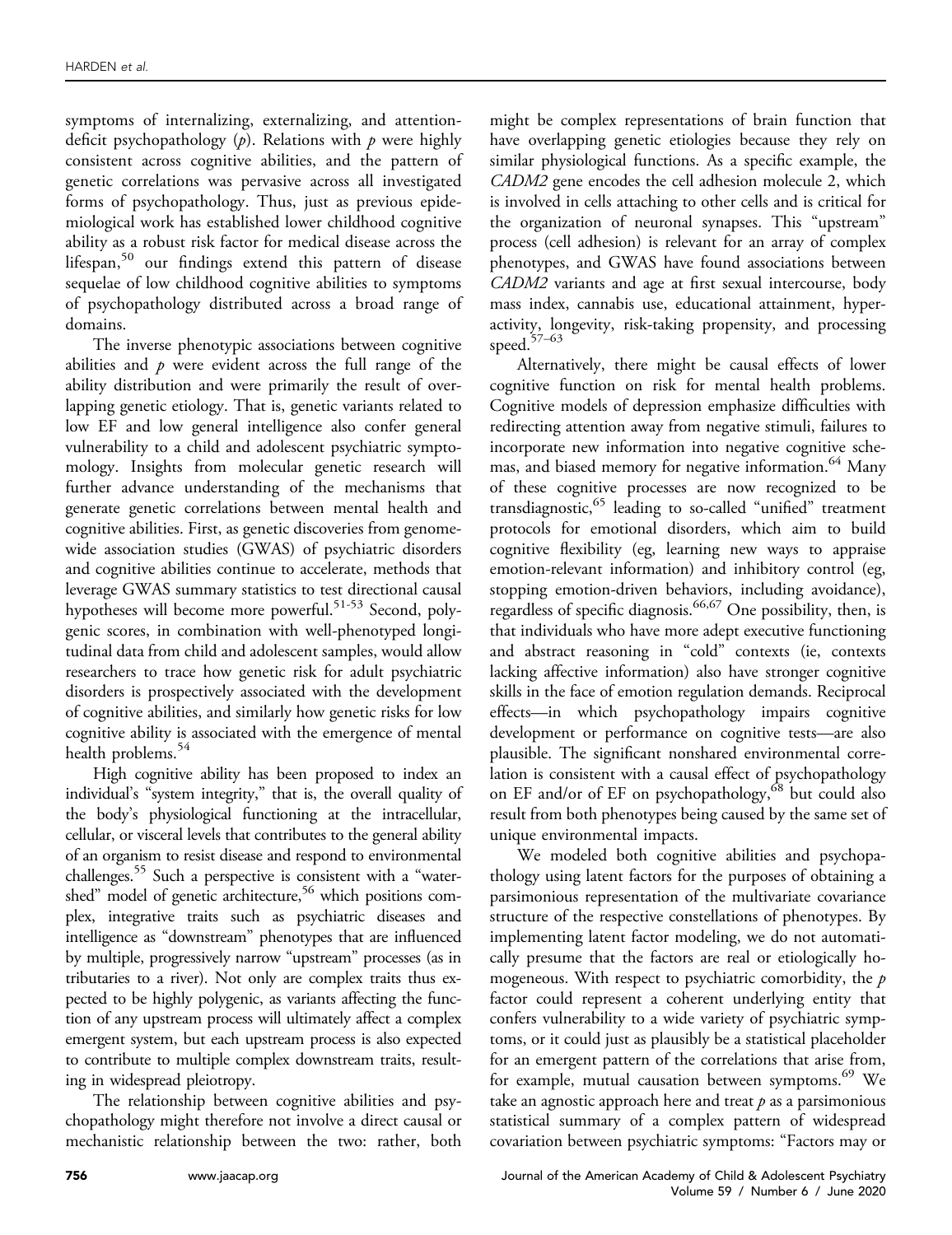symptoms of internalizing, externalizing, and attention-deficit psychopathology (*p*). Relations with *p* were highly consistent across cognitive abilities, and the pattern of genetic correlations was pervasive across all investigated forms of psychopathology. Thus, just as previous epidemiological work has established lower childhood cognitive ability as a robust risk factor for medical disease across the lifespan,[50] our findings extend this pattern of disease sequelae of low childhood cognitive abilities to symptoms of psychopathology distributed across a broad range of domains.

The inverse phenotypic associations between cognitive abilities and *p* were evident across the full range of the ability distribution and were primarily the result of overlapping genetic etiology. That is, genetic variants related to low EF and low general intelligence also confer general vulnerability to a child and adolescent psychiatric symptomology. Insights from molecular genetic research will further advance understanding of the mechanisms that generate genetic correlations between mental health and cognitive abilities. First, as genetic discoveries from genome-wide association studies (GWAS) of psychiatric disorders and cognitive abilities continue to accelerate, methods that leverage GWAS summary statistics to test directional causal hypotheses will become more powerful.[51-53] Second, polygenic scores, in combination with well-phenotyped longitudinal data from child and adolescent samples, would allow researchers to trace how genetic risk for adult psychiatric disorders is prospectively associated with the development of cognitive abilities, and similarly how genetic risks for low cognitive ability is associated with the emergence of mental health problems.[54]

High cognitive ability has been proposed to index an individual's "system integrity," that is, the overall quality of the body's physiological functioning at the intracellular, cellular, or visceral levels that contributes to the general ability of an organism to resist disease and respond to environmental challenges.[55] Such a perspective is consistent with a "watershed" model of genetic architecture,[56] which positions complex, integrative traits such as psychiatric diseases and intelligence as "downstream" phenotypes that are influenced by multiple, progressively narrow "upstream" processes (as in tributaries to a river). Not only are complex traits thus expected to be highly polygenic, as variants affecting the function of any upstream process will ultimately affect a complex emergent system, but each upstream process is also expected to contribute to multiple complex downstream traits, resulting in widespread pleiotropy.

The relationship between cognitive abilities and psychopathology might therefore not involve a direct causal or mechanistic relationship between the two: rather, both might be complex representations of brain function that have overlapping genetic etiologies because they rely on similar physiological functions. As a specific example, the *CADM2* gene encodes the cell adhesion molecule 2, which is involved in cells attaching to other cells and is critical for the organization of neuronal synapses. This "upstream" process (cell adhesion) is relevant for an array of complex phenotypes, and GWAS have found associations between *CADM2* variants and age at first sexual intercourse, body mass index, cannabis use, educational attainment, hyperactivity, longevity, risk-taking propensity, and processing speed.[57–63]

Alternatively, there might be causal effects of lower cognitive function on risk for mental health problems. Cognitive models of depression emphasize difficulties with redirecting attention away from negative stimuli, failures to incorporate new information into negative cognitive schemas, and biased memory for negative information.[64] Many of these cognitive processes are now recognized to be transdiagnostic,[65] leading to so-called "unified" treatment protocols for emotional disorders, which aim to build cognitive flexibility (eg, learning new ways to appraise emotion-relevant information) and inhibitory control (eg, stopping emotion-driven behaviors, including avoidance), regardless of specific diagnosis.[66,67] One possibility, then, is that individuals who have more adept executive functioning and abstract reasoning in "cold" contexts (ie, contexts lacking affective information) also have stronger cognitive skills in the face of emotion regulation demands. Reciprocal effects—in which psychopathology impairs cognitive development or performance on cognitive tests—are also plausible. The significant nonshared environmental correlation is consistent with a causal effect of psychopathology on EF and/or of EF on psychopathology,[68] but could also result from both phenotypes being caused by the same set of unique environmental impacts.

We modeled both cognitive abilities and psychopathology using latent factors for the purposes of obtaining a parsimonious representation of the multivariate covariance structure of the respective constellations of phenotypes. By implementing latent factor modeling, we do not automatically presume that the factors are real or etiologically homogeneous. With respect to psychiatric comorbidity, the *p* factor could represent a coherent underlying entity that confers vulnerability to a wide variety of psychiatric symptoms, or it could just as plausibly be a statistical placeholder for an emergent pattern of the correlations that arise from, for example, mutual causation between symptoms.[69] We take an agnostic approach here and treat *p* as a parsimonious statistical summary of a complex pattern of widespread covariation between psychiatric symptoms: "Factors may or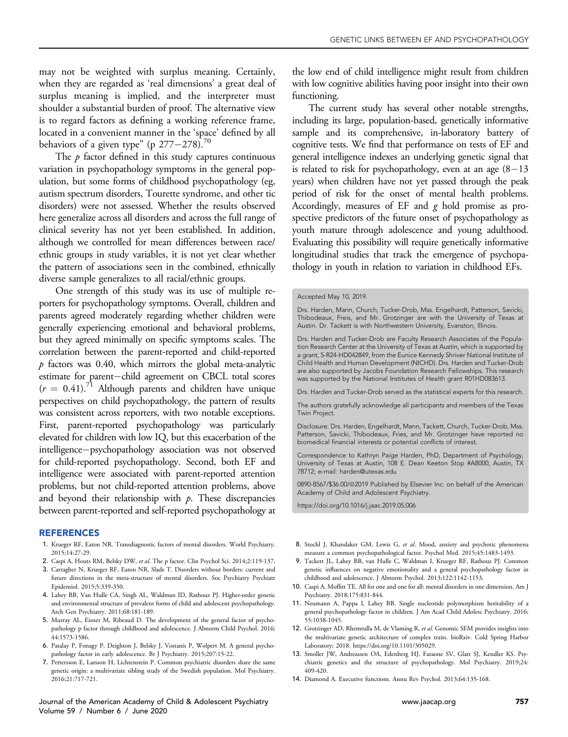may not be weighted with surplus meaning. Certainly, when they are regarded as 'real dimensions' a great deal of surplus meaning is implied, and the interpreter must shoulder a substantial burden of proof. The alternative view is to regard factors as defining a working reference frame, located in a convenient manner in the 'space' defined by all behaviors of a given type" (p 277−278).[70]

The *p* factor defined in this study captures continuous variation in psychopathology symptoms in the general population, but some forms of childhood psychopathology (eg, autism spectrum disorders, Tourette syndrome, and other tic disorders) were not assessed. Whether the results observed here generalize across all disorders and across the full range of clinical severity has not yet been established. In addition, although we controlled for mean differences between race/ethnic groups in study variables, it is not yet clear whether the pattern of associations seen in the combined, ethnically diverse sample generalizes to all racial/ethnic groups.

One strength of this study was its use of multiple reporters for psychopathology symptoms. Overall, children and parents agreed moderately regarding whether children were generally experiencing emotional and behavioral problems, but they agreed minimally on specific symptoms scales. The correlation between the parent-reported and child-reported *p* factors was 0.40, which mirrors the global meta-analytic estimate for parent−child agreement on CBCL total scores ($r = 0.41$).[71] Although parents and children have unique perspectives on child psychopathology, the pattern of results was consistent across reporters, with two notable exceptions. First, parent-reported psychopathology was particularly elevated for children with low IQ, but this exacerbation of the intelligence−psychopathology association was not observed for child-reported psychopathology. Second, both EF and intelligence were associated with parent-reported attention problems, but not child-reported attention problems, above and beyond their relationship with *p*. These discrepancies between parent-reported and self-reported psychopathology at the low end of child intelligence might result from children with low cognitive abilities having poor insight into their own functioning.

The current study has several other notable strengths, including its large, population-based, genetically informative sample and its comprehensive, in-laboratory battery of cognitive tests. We find that performance on tests of EF and general intelligence indexes an underlying genetic signal that is related to risk for psychopathology, even at an age (8−13 years) when children have not yet passed through the peak period of risk for the onset of mental health problems. Accordingly, measures of EF and *g* hold promise as prospective predictors of the future onset of psychopathology as youth mature through adolescence and young adulthood. Evaluating this possibility will require genetically informative longitudinal studies that track the emergence of psychopathology in youth in relation to variation in childhood EFs.

Accepted May 10, 2019.

Drs. Harden, Mann, Church, Tucker-Drob, Mss. Engelhardt, Patterson, Savicki, Thibodeaux, Freis, and Mr. Grotzinger are with the University of Texas at Austin. Dr. Tackett is with Northwestern University, Evanston, Illinois.

Drs. Harden and Tucker-Drob are Faculty Research Associates of the Population Research Center at the University of Texas at Austin, which is supported by a grant, 5-R24-HD042849, from the Eunice Kennedy Shriver National Institute of Child Health and Human Development (NICHD). Drs. Harden and Tucker-Drob are also supported by Jacobs Foundation Research Fellowships. This research was supported by the National Institutes of Health grant R01HD083613.

Drs. Harden and Tucker-Drob served as the statistical experts for this research.

The authors gratefully acknowledge all participants and members of the Texas Twin Project.

Disclosure: Drs. Harden, Engelhardt, Mann, Tackett, Church, Tucker-Drob, Mss. Patterson, Savicki, Thibodeaux, Fries, and Mr. Grotzinger have reported no biomedical financial interests or potential conflicts of interest.

Correspondence to Kathryn Paige Harden, PhD, Department of Psychology, University of Texas at Austin, 108 E. Dean Keeton Stop #A8000, Austin, TX 78712; e-mail: harden@utexas.edu

0890-8567/$36.00/©2019 Published by Elsevier Inc. on behalf of the American Academy of Child and Adolescent Psychiatry.

https://doi.org/10.1016/j.jaac.2019.05.006

## REFERENCES

1. Krueger RF, Eaton NR. Transdiagnostic factors of mental disorders. World Psychiatry. 2015;14:27-29.
2. Caspi A, Houts RM, Belsky DW, *et al.* The p factor. Clin Psychol Sci. 2014;2:119-137.
3. Carragher N, Krueger RF, Eaton NR, Slade T. Disorders without borders: current and future directions in the meta-structure of mental disorders. Soc Psychiatry Psychiatr Epidemiol. 2015;5:339-350.
4. Lahey BB, Van Hulle CA, Singh AL, Waldman ID, Rathouz PJ. Higher-order genetic and environmental structure of prevalent forms of child and adolescent psychopathology. Arch Gen Psychiatry. 2011;68:181-189.
5. Murray AL, Eisner M, Ribeaud D. The development of the general factor of psychopathology p factor through childhood and adolescence. J Abnorm Child Psychol. 2016; 44:1573-1586.
6. Patalay P, Fonagy P, Deighton J, Belsky J, Vostanis P, Wolpert M. A general psychopathology factor in early adolescence. Br J Psychiatry. 2015;207:15-22.
7. Pettersson E, Larsson H, Lichtenstein P. Common psychiatric disorders share the same genetic origin: a multivariate sibling study of the Swedish population. Mol Psychiatry. 2016;21:717-721.
8. Stochl J, Khandaker GM, Lewis G, *et al.* Mood, anxiety and psychotic phenomena measure a common psychopathological factor. Psychol Med. 2015;45:1483-1493.
9. Tackett JL, Lahey BB, van Hulle C, Waldman I, Krueger RF, Rathouz PJ. Common genetic influences on negative emotionality and a general psychopathology factor in childhood and adolescence. J Abnorm Psychol. 2013;122:1142-1153.
10. Caspi A, Moffitt TE. All for one and one for all: mental disorders in one dimension. Am J Psychiatry. 2018;175:831-844.
11. Neumann A, Pappa I, Lahey BB. Single nucleotide polymorphism heritability of a general psychopathology factor in children. J Am Acad Child Adolesc Psychiatry. 2016; 55:1038-1045.
12. Grotzinger AD, Rhemtulla M, de Vlaming R, *et al.* Genomic SEM provides insights into the multivariate genetic architecture of complex traits. bioRxiv. Cold Spring Harbor Laboratory; 2018. https://doi.org/10.1101/305029.
13. Smoller JW, Andreassen OA, Edenberg HJ, Faraone SV, Glatt SJ, Kendler KS. Psychiatric genetics and the structure of psychopathology. Mol Psychiatry. 2019;24: 409-420.
14. Diamond A. Executive functions. Annu Rev Psychol. 2013;64:135-168.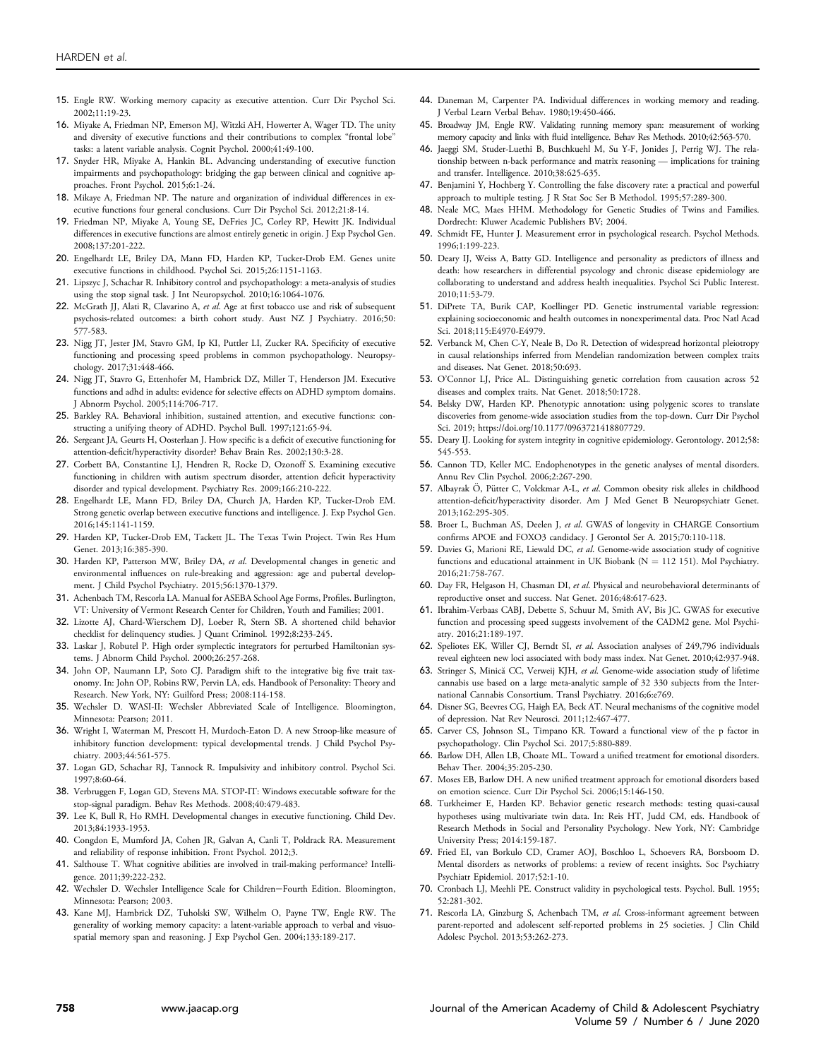15. Engle RW. Working memory capacity as executive attention. Curr Dir Psychol Sci. 2002;11:19-23.
16. Miyake A, Friedman NP, Emerson MJ, Witzki AH, Howerter A, Wager TD. The unity and diversity of executive functions and their contributions to complex "frontal lobe" tasks: a latent variable analysis. Cognit Psychol. 2000;41:49-100.
17. Snyder HR, Miyake A, Hankin BL. Advancing understanding of executive function impairments and psychopathology: bridging the gap between clinical and cognitive approaches. Front Psychol. 2015;6:1-24.
18. Mikaye A, Friedman NP. The nature and organization of individual differences in executive functions four general conclusions. Curr Dir Psychol Sci. 2012;21:8-14.
19. Friedman NP, Miyake A, Young SE, DeFries JC, Corley RP, Hewitt JK. Individual differences in executive functions are almost entirely genetic in origin. J Exp Psychol Gen. 2008;137:201-222.
20. Engelhardt LE, Briley DA, Mann FD, Harden KP, Tucker-Drob EM. Genes unite executive functions in childhood. Psychol Sci. 2015;26:1151-1163.
21. Lipszyc J, Schachar R. Inhibitory control and psychopathology: a meta-analysis of studies using the stop signal task. J Int Neuropsychol. 2010;16:1064-1076.
22. McGrath JJ, Alati R, Clavarino A, *et al*. Age at first tobacco use and risk of subsequent psychosis-related outcomes: a birth cohort study. Aust NZ J Psychiatry. 2016;50:577-583.
23. Nigg JT, Jester JM, Stavro GM, Ip KI, Puttler LI, Zucker RA. Specificity of executive functioning and processing speed problems in common psychopathology. Neuropsychology. 2017;31:448-466.
24. Nigg JT, Stavro G, Ettenhofer M, Hambrick DZ, Miller T, Henderson JM. Executive functions and adhd in adults: evidence for selective effects on ADHD symptom domains. J Abnorm Psychol. 2005;114:706-717.
25. Barkley RA. Behavioral inhibition, sustained attention, and executive functions: constructing a unifying theory of ADHD. Psychol Bull. 1997;121:65-94.
26. Sergeant JA, Geurts H, Oosterlaan J. How specific is a deficit of executive functioning for attention-deficit/hyperactivity disorder? Behav Brain Res. 2002;130:3-28.
27. Corbett BA, Constantine LJ, Hendren R, Rocke D, Ozonoff S. Examining executive functioning in children with autism spectrum disorder, attention deficit hyperactivity disorder and typical development. Psychiatry Res. 2009;166:210-222.
28. Engelhardt LE, Mann FD, Briley DA, Church JA, Harden KP, Tucker-Drob EM. Strong genetic overlap between executive functions and intelligence. J. Exp Psychol Gen. 2016;145:1141-1159.
29. Harden KP, Tucker-Drob EM, Tackett JL. The Texas Twin Project. Twin Res Hum Genet. 2013;16:385-390.
30. Harden KP, Patterson MW, Briley DA, *et al*. Developmental changes in genetic and environmental influences on rule-breaking and aggression: age and pubertal development. J Child Psychol Psychiatry. 2015;56:1370-1379.
31. Achenbach TM, Rescorla LA. Manual for ASEBA School Age Forms, Profiles. Burlington, VT: University of Vermont Research Center for Children, Youth and Families; 2001.
32. Lizotte AJ, Chard-Wierschem DJ, Loeber R, Stern SB. A shortened child behavior checklist for delinquency studies. J Quant Criminol. 1992;8:233-245.
33. Laskar J, Robutel P. High order symplectic integrators for perturbed Hamiltonian systems. J Abnorm Child Psychol. 2000;26:257-268.
34. John OP, Naumann LP, Soto CJ. Paradigm shift to the integrative big five trait taxonomy. In: John OP, Robins RW, Pervin LA, eds. Handbook of Personality: Theory and Research. New York, NY: Guilford Press; 2008:114-158.
35. Wechsler D. WASI-II: Wechsler Abbreviated Scale of Intelligence. Bloomington, Minnesota: Pearson; 2011.
36. Wright I, Waterman M, Prescott H, Murdoch-Eaton D. A new Stroop-like measure of inhibitory function development: typical developmental trends. J Child Psychol Psychiatry. 2003;44:561-575.
37. Logan GD, Schachar RJ, Tannock R. Impulsivity and inhibitory control. Psychol Sci. 1997;8:60-64.
38. Verbruggen F, Logan GD, Stevens MA. STOP-IT: Windows executable software for the stop-signal paradigm. Behav Res Methods. 2008;40:479-483.
39. Lee K, Bull R, Ho RMH. Developmental changes in executive functioning. Child Dev. 2013;84:1933-1953.
40. Congdon E, Mumford JA, Cohen JR, Galvan A, Canli T, Poldrack RA. Measurement and reliability of response inhibition. Front Psychol. 2012;3.
41. Salthouse T. What cognitive abilities are involved in trail-making performance? Intelligence. 2011;39:222-232.
42. Wechsler D. Wechsler Intelligence Scale for Children—Fourth Edition. Bloomington, Minnesota: Pearson; 2003.
43. Kane MJ, Hambrick DZ, Tuholski SW, Wilhelm O, Payne TW, Engle RW. The generality of working memory capacity: a latent-variable approach to verbal and visuospatial memory span and reasoning. J Exp Psychol Gen. 2004;133:189-217.
44. Daneman M, Carpenter PA. Individual differences in working memory and reading. J Verbal Learn Verbal Behav. 1980;19:450-466.
45. Broadway JM, Engle RW. Validating running memory span: measurement of working memory capacity and links with fluid intelligence. Behav Res Methods. 2010;42:563-570.
46. Jaeggi SM, Studer-Luethi B, Buschkuehl M, Su Y-F, Jonides J, Perrig WJ. The relationship between n-back performance and matrix reasoning — implications for training and transfer. Intelligence. 2010;38:625-635.
47. Benjamini Y, Hochberg Y. Controlling the false discovery rate: a practical and powerful approach to multiple testing. J R Stat Soc Ser B Methodol. 1995;57:289-300.
48. Neale MC, Maes HHM. Methodology for Genetic Studies of Twins and Families. Dordrecht: Kluwer Academic Publishers BV; 2004.
49. Schmidt FE, Hunter J. Measurement error in psychological research. Psychol Methods. 1996;1:199-223.
50. Deary IJ, Weiss A, Batty GD. Intelligence and personality as predictors of illness and death: how researchers in differential psycology and chronic disease epidemiology are collaborating to understand and address health inequalities. Psychol Sci Public Interest. 2010;11:53-79.
51. DiPrete TA, Burik CAP, Koellinger PD. Genetic instrumental variable regression: explaining socioeconomic and health outcomes in nonexperimental data. Proc Natl Acad Sci. 2018;115:E4970-E4979.
52. Verbanck M, Chen C-Y, Neale B, Do R. Detection of widespread horizontal pleiotropy in causal relationships inferred from Mendelian randomization between complex traits and diseases. Nat Genet. 2018;50:693.
53. O'Connor LJ, Price AL. Distinguishing genetic correlation from causation across 52 diseases and complex traits. Nat Genet. 2018;50:1728.
54. Belsky DW, Harden KP. Phenotypic annotation: using polygenic scores to translate discoveries from genome-wide association studies from the top-down. Curr Dir Psychol Sci. 2019; https://doi.org/10.1177/0963721418807729.
55. Deary IJ. Looking for system integrity in cognitive epidemiology. Gerontology. 2012;58:545-553.
56. Cannon TD, Keller MC. Endophenotypes in the genetic analyses of mental disorders. Annu Rev Clin Psychol. 2006;2:267-290.
57. Albayrak Ö, Pütter C, Volckmar A-L, *et al*. Common obesity risk alleles in childhood attention-deficit/hyperactivity disorder. Am J Med Genet B Neuropsychiatr Genet. 2013;162:295-305.
58. Broer L, Buchman AS, Deelen J, *et al*. GWAS of longevity in CHARGE Consortium confirms APOE and FOXO3 candidacy. J Gerontol Ser A. 2015;70:110-118.
59. Davies G, Marioni RE, Liewald DC, *et al*. Genome-wide association study of cognitive functions and educational attainment in UK Biobank (N = 112 151). Mol Psychiatry. 2016;21:758-767.
60. Day FR, Helgason H, Chasman DI, *et al*. Physical and neurobehavioral determinants of reproductive onset and success. Nat Genet. 2016;48:617-623.
61. Ibrahim-Verbaas CABJ, Debette S, Schuur M, Smith AV, Bis JC. GWAS for executive function and processing speed suggests involvement of the CADM2 gene. Mol Psychiatry. 2016;21:189-197.
62. Speliotes EK, Willer CJ, Berndt SI, *et al*. Association analyses of 249,796 individuals reveal eighteen new loci associated with body mass index. Nat Genet. 2010;42:937-948.
63. Stringer S, Minică CC, Verweij KJH, *et al*. Genome-wide association study of lifetime cannabis use based on a large meta-analytic sample of 32 330 subjects from the International Cannabis Consortium. Transl Psychiatry. 2016;6:e769.
64. Disner SG, Beevres CG, Haigh EA, Beck AT. Neural mechanisms of the cognitive model of depression. Nat Rev Neurosci. 2011;12:467-477.
65. Carver CS, Johnson SL, Timpano KR. Toward a functional view of the p factor in psychopathology. Clin Psychol Sci. 2017;5:880-889.
66. Barlow DH, Allen LB, Choate ML. Toward a unified treatment for emotional disorders. Behav Ther. 2004;35:205-230.
67. Moses EB, Barlow DH. A new unified treatment approach for emotional disorders based on emotion science. Curr Dir Psychol Sci. 2006;15:146-150.
68. Turkheimer E, Harden KP. Behavior genetic research methods: testing quasi-causal hypotheses using multivariate twin data. In: Reis HT, Judd CM, eds. Handbook of Research Methods in Social and Personality Psychology. New York, NY: Cambridge University Press; 2014:159-187.
69. Fried EI, van Borkulo CD, Cramer AOJ, Boschloo L, Schoevers RA, Borsboom D. Mental disorders as networks of problems: a review of recent insights. Soc Psychiatry Psychiatr Epidemiol. 2017;52:1-10.
70. Cronbach LJ, Meehl PE. Construct validity in psychological tests. Psychol. Bull. 1955; 52:281-302.
71. Rescorla LA, Ginzburg S, Achenbach TM, *et al*. Cross-informant agreement between parent-reported and adolescent self-reported problems in 25 societies. J Clin Child Adolesc Psychol. 2013;53:262-273.